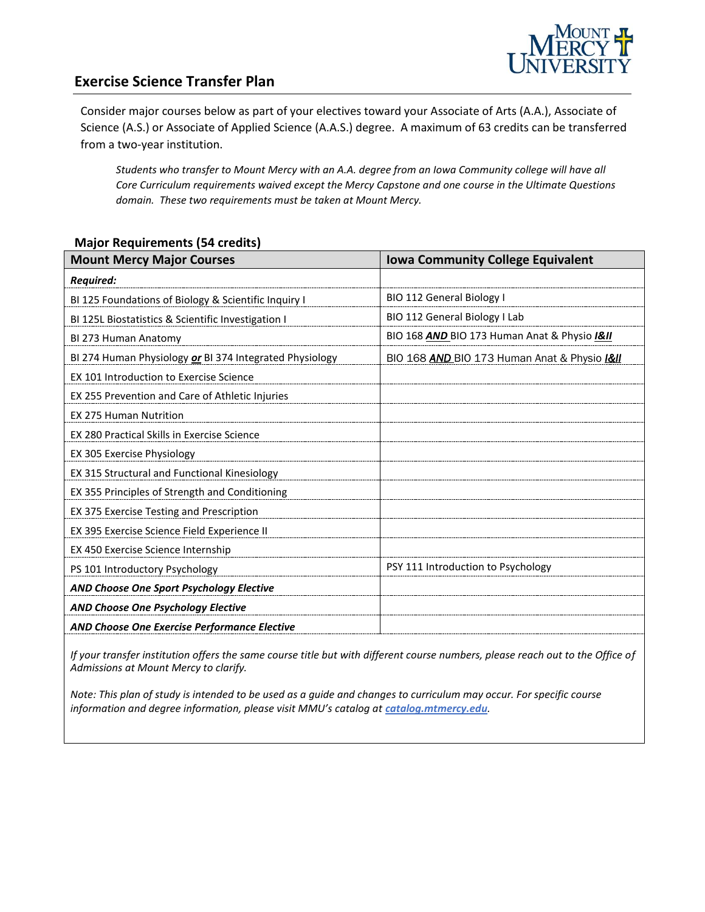# Exercise Science Transfer Plan

Consider major courses below as part of your electives toward your Associate of Arts (A.A.), Associate of Science (A.S.) or Associate of Applied Science (A.A.S.) degree. A maximum of 63 credits can be transferred from a two-year institution.

*Students who transfer to Mount Mercy with an A.A. degree from an Iowa Community college will have all Core Curriculum requirements waived except the Mercy Capstone and one course in the Ultimate Questions domain. These two requirements must be taken at Mount Mercy.*

## Major Requirements (54 credits)

| Mount Mercy Major Courses | Iowa Community College Equivalent |
|---|---|
| ***Required:*** | |
| BI 125 Foundations of Biology & Scientific Inquiry I | BIO 112 General Biology I |
| BI 125L Biostatistics & Scientific Investigation I | BIO 112 General Biology I Lab |
| BI 273 Human Anatomy | BIO 168 ***AND*** BIO 173 Human Anat & Physio ***I&II*** |
| BI 274 Human Physiology ***or*** BI 374 Integrated Physiology | BIO 168 ***AND*** BIO 173 Human Anat & Physio ***I&II*** |
| EX 101 Introduction to Exercise Science | |
| EX 255 Prevention and Care of Athletic Injuries | |
| EX 275 Human Nutrition | |
| EX 280 Practical Skills in Exercise Science | |
| EX 305 Exercise Physiology | |
| EX 315 Structural and Functional Kinesiology | |
| EX 355 Principles of Strength and Conditioning | |
| EX 375 Exercise Testing and Prescription | |
| EX 395 Exercise Science Field Experience II | |
| EX 450 Exercise Science Internship | |
| PS 101 Introductory Psychology | PSY 111 Introduction to Psychology |
| ***AND Choose One Sport Psychology Elective*** | |
| ***AND Choose One Psychology Elective*** | |
| ***AND Choose One Exercise Performance Elective*** | |

*If your transfer institution offers the same course title but with different course numbers, please reach out to the Office of Admissions at Mount Mercy to clarify.*

*Note: This plan of study is intended to be used as a guide and changes to curriculum may occur. For specific course information and degree information, please visit MMU's catalog at catalog.mtmercy.edu.*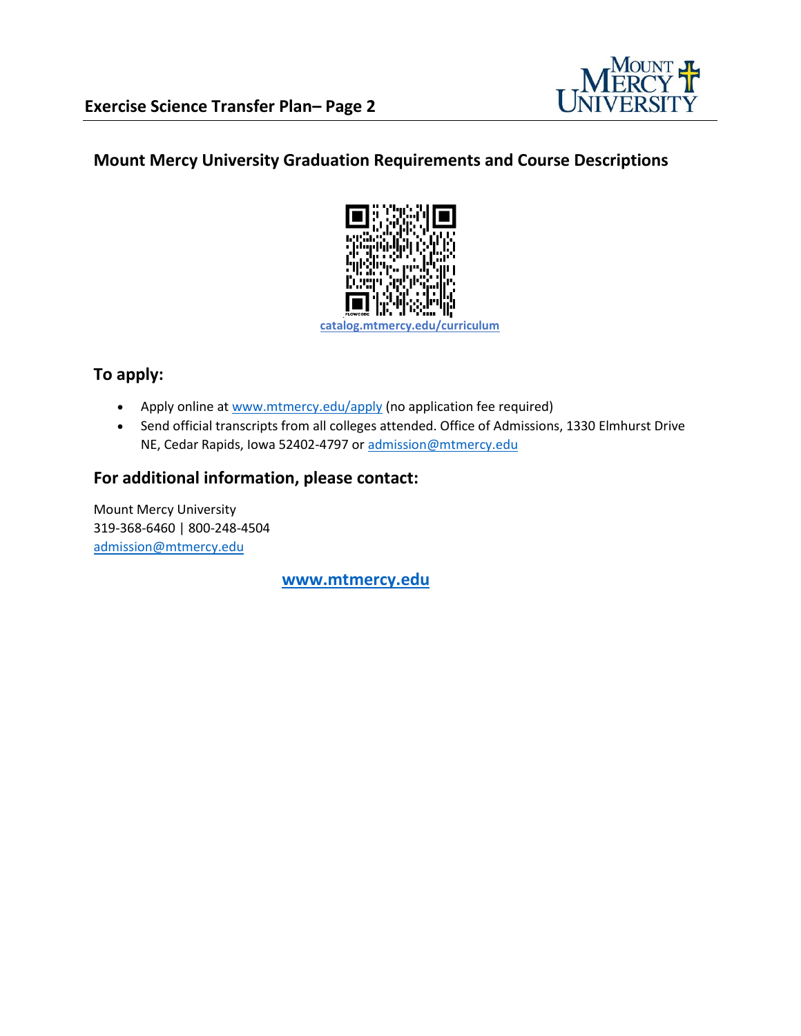## Mount Mercy University Graduation Requirements and Course Descriptions

catalog.mtmercy.edu/curriculum

## To apply:

- Apply online at www.mtmercy.edu/apply (no application fee required)
- Send official transcripts from all colleges attended. Office of Admissions, 1330 Elmhurst Drive NE, Cedar Rapids, Iowa 52402-4797 or admission@mtmercy.edu

## For additional information, please contact:

Mount Mercy University
319-368-6460 | 800-248-4504
admission@mtmercy.edu

**www.mtmercy.edu**